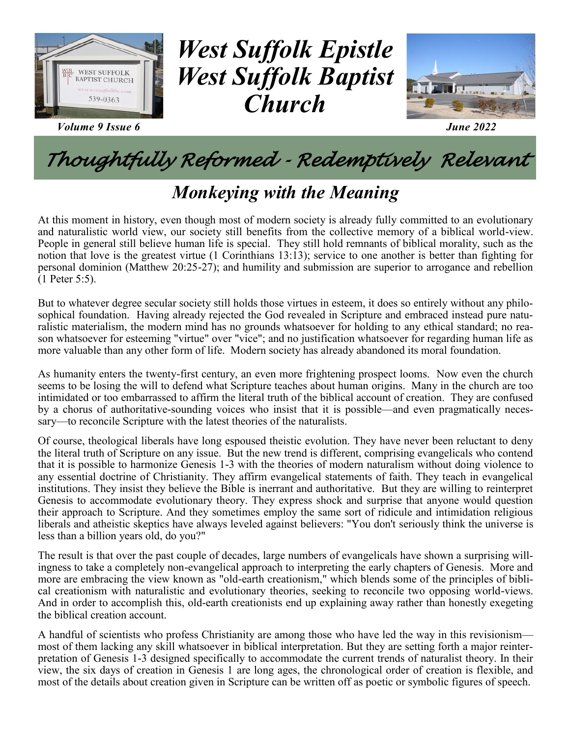# West Suffolk Epistle West Suffolk Baptist Church

*Volume 9 Issue 6* *June 2022*

## *Thoughtfully Reformed - Redemptively Relevant*

## *Monkeying with the Meaning*

At this moment in history, even though most of modern society is already fully committed to an evolutionary and naturalistic world view, our society still benefits from the collective memory of a biblical world-view. People in general still believe human life is special. They still hold remnants of biblical morality, such as the notion that love is the greatest virtue (1 Corinthians 13:13); service to one another is better than fighting for personal dominion (Matthew 20:25-27); and humility and submission are superior to arrogance and rebellion (1 Peter 5:5).

But to whatever degree secular society still holds those virtues in esteem, it does so entirely without any philosophical foundation. Having already rejected the God revealed in Scripture and embraced instead pure naturalistic materialism, the modern mind has no grounds whatsoever for holding to any ethical standard; no reason whatsoever for esteeming "virtue" over "vice"; and no justification whatsoever for regarding human life as more valuable than any other form of life. Modern society has already abandoned its moral foundation.

As humanity enters the twenty-first century, an even more frightening prospect looms. Now even the church seems to be losing the will to defend what Scripture teaches about human origins. Many in the church are too intimidated or too embarrassed to affirm the literal truth of the biblical account of creation. They are confused by a chorus of authoritative-sounding voices who insist that it is possible—and even pragmatically necessary—to reconcile Scripture with the latest theories of the naturalists.

Of course, theological liberals have long espoused theistic evolution. They have never been reluctant to deny the literal truth of Scripture on any issue. But the new trend is different, comprising evangelicals who contend that it is possible to harmonize Genesis 1-3 with the theories of modern naturalism without doing violence to any essential doctrine of Christianity. They affirm evangelical statements of faith. They teach in evangelical institutions. They insist they believe the Bible is inerrant and authoritative. But they are willing to reinterpret Genesis to accommodate evolutionary theory. They express shock and surprise that anyone would question their approach to Scripture. And they sometimes employ the same sort of ridicule and intimidation religious liberals and atheistic skeptics have always leveled against believers: "You don't seriously think the universe is less than a billion years old, do you?"

The result is that over the past couple of decades, large numbers of evangelicals have shown a surprising willingness to take a completely non-evangelical approach to interpreting the early chapters of Genesis. More and more are embracing the view known as "old-earth creationism," which blends some of the principles of biblical creationism with naturalistic and evolutionary theories, seeking to reconcile two opposing world-views. And in order to accomplish this, old-earth creationists end up explaining away rather than honestly exegeting the biblical creation account.

A handful of scientists who profess Christianity are among those who have led the way in this revisionism—most of them lacking any skill whatsoever in biblical interpretation. But they are setting forth a major reinterpretation of Genesis 1-3 designed specifically to accommodate the current trends of naturalist theory. In their view, the six days of creation in Genesis 1 are long ages, the chronological order of creation is flexible, and most of the details about creation given in Scripture can be written off as poetic or symbolic figures of speech.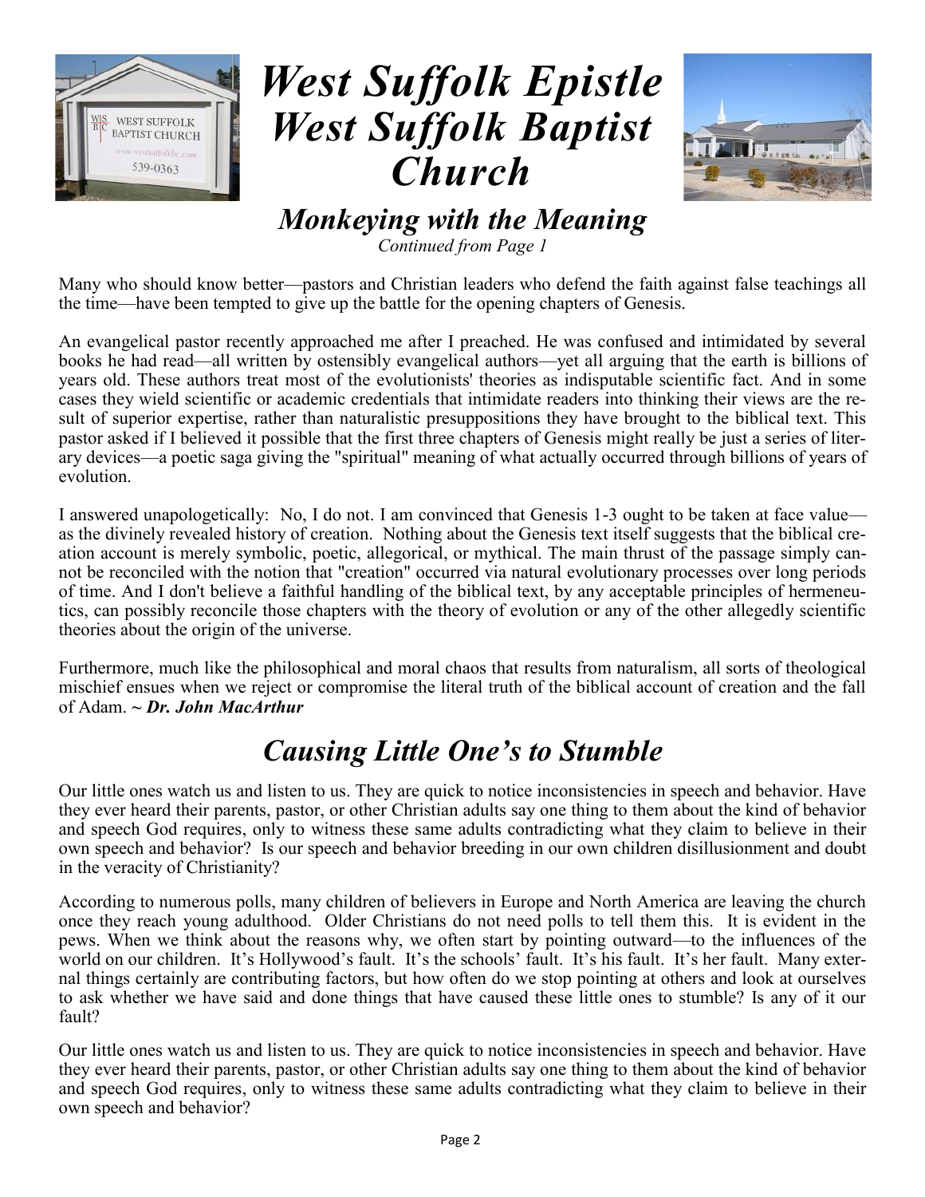# West Suffolk Epistle
# West Suffolk Baptist Church

## Monkeying with the Meaning

*Continued from Page 1*

Many who should know better—pastors and Christian leaders who defend the faith against false teachings all the time—have been tempted to give up the battle for the opening chapters of Genesis.

An evangelical pastor recently approached me after I preached. He was confused and intimidated by several books he had read—all written by ostensibly evangelical authors—yet all arguing that the earth is billions of years old. These authors treat most of the evolutionists' theories as indisputable scientific fact. And in some cases they wield scientific or academic credentials that intimidate readers into thinking their views are the result of superior expertise, rather than naturalistic presuppositions they have brought to the biblical text. This pastor asked if I believed it possible that the first three chapters of Genesis might really be just a series of literary devices—a poetic saga giving the "spiritual" meaning of what actually occurred through billions of years of evolution.

I answered unapologetically: No, I do not. I am convinced that Genesis 1-3 ought to be taken at face value—as the divinely revealed history of creation. Nothing about the Genesis text itself suggests that the biblical creation account is merely symbolic, poetic, allegorical, or mythical. The main thrust of the passage simply cannot be reconciled with the notion that "creation" occurred via natural evolutionary processes over long periods of time. And I don't believe a faithful handling of the biblical text, by any acceptable principles of hermeneutics, can possibly reconcile those chapters with the theory of evolution or any of the other allegedly scientific theories about the origin of the universe.

Furthermore, much like the philosophical and moral chaos that results from naturalism, all sorts of theological mischief ensues when we reject or compromise the literal truth of the biblical account of creation and the fall of Adam. ***~ Dr. John MacArthur***

## Causing Little One's to Stumble

Our little ones watch us and listen to us. They are quick to notice inconsistencies in speech and behavior. Have they ever heard their parents, pastor, or other Christian adults say one thing to them about the kind of behavior and speech God requires, only to witness these same adults contradicting what they claim to believe in their own speech and behavior? Is our speech and behavior breeding in our own children disillusionment and doubt in the veracity of Christianity?

According to numerous polls, many children of believers in Europe and North America are leaving the church once they reach young adulthood. Older Christians do not need polls to tell them this. It is evident in the pews. When we think about the reasons why, we often start by pointing outward—to the influences of the world on our children. It's Hollywood's fault. It's the schools' fault. It's his fault. It's her fault. Many external things certainly are contributing factors, but how often do we stop pointing at others and look at ourselves to ask whether we have said and done things that have caused these little ones to stumble? Is any of it our fault?

Our little ones watch us and listen to us. They are quick to notice inconsistencies in speech and behavior. Have they ever heard their parents, pastor, or other Christian adults say one thing to them about the kind of behavior and speech God requires, only to witness these same adults contradicting what they claim to believe in their own speech and behavior?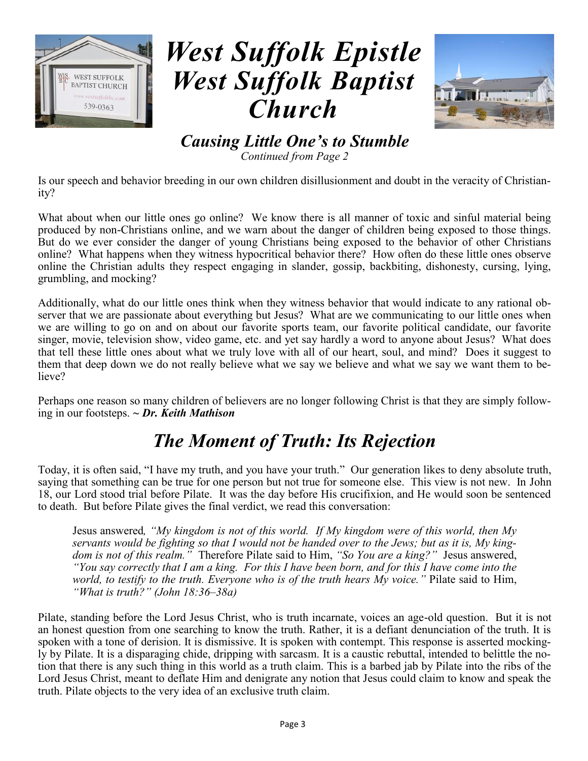# West Suffolk Epistle
# West Suffolk Baptist Church

## *Causing Little One's to Stumble*

*Continued from Page 2*

Is our speech and behavior breeding in our own children disillusionment and doubt in the veracity of Christianity?

What about when our little ones go online? We know there is all manner of toxic and sinful material being produced by non-Christians online, and we warn about the danger of children being exposed to those things. But do we ever consider the danger of young Christians being exposed to the behavior of other Christians online? What happens when they witness hypocritical behavior there? How often do these little ones observe online the Christian adults they respect engaging in slander, gossip, backbiting, dishonesty, cursing, lying, grumbling, and mocking?

Additionally, what do our little ones think when they witness behavior that would indicate to any rational observer that we are passionate about everything but Jesus? What are we communicating to our little ones when we are willing to go on and on about our favorite sports team, our favorite political candidate, our favorite singer, movie, television show, video game, etc. and yet say hardly a word to anyone about Jesus? What does that tell these little ones about what we truly love with all of our heart, soul, and mind? Does it suggest to them that deep down we do not really believe what we say we believe and what we say we want them to believe?

Perhaps one reason so many children of believers are no longer following Christ is that they are simply following in our footsteps. ~ ***Dr. Keith Mathison***

## *The Moment of Truth: Its Rejection*

Today, it is often said, "I have my truth, and you have your truth." Our generation likes to deny absolute truth, saying that something can be true for one person but not true for someone else. This view is not new. In John 18, our Lord stood trial before Pilate. It was the day before His crucifixion, and He would soon be sentenced to death. But before Pilate gives the final verdict, we read this conversation:

> Jesus answered*, "My kingdom is not of this world. If My kingdom were of this world, then My servants would be fighting so that I would not be handed over to the Jews; but as it is, My kingdom is not of this realm."* Therefore Pilate said to Him, *"So You are a king?"* Jesus answered, *"You say correctly that I am a king. For this I have been born, and for this I have come into the world, to testify to the truth. Everyone who is of the truth hears My voice."* Pilate said to Him, *"What is truth?" (John 18:36–38a)*

Pilate, standing before the Lord Jesus Christ, who is truth incarnate, voices an age-old question. But it is not an honest question from one searching to know the truth. Rather, it is a defiant denunciation of the truth. It is spoken with a tone of derision. It is dismissive. It is spoken with contempt. This response is asserted mockingly by Pilate. It is a disparaging chide, dripping with sarcasm. It is a caustic rebuttal, intended to belittle the notion that there is any such thing in this world as a truth claim. This is a barbed jab by Pilate into the ribs of the Lord Jesus Christ, meant to deflate Him and denigrate any notion that Jesus could claim to know and speak the truth. Pilate objects to the very idea of an exclusive truth claim.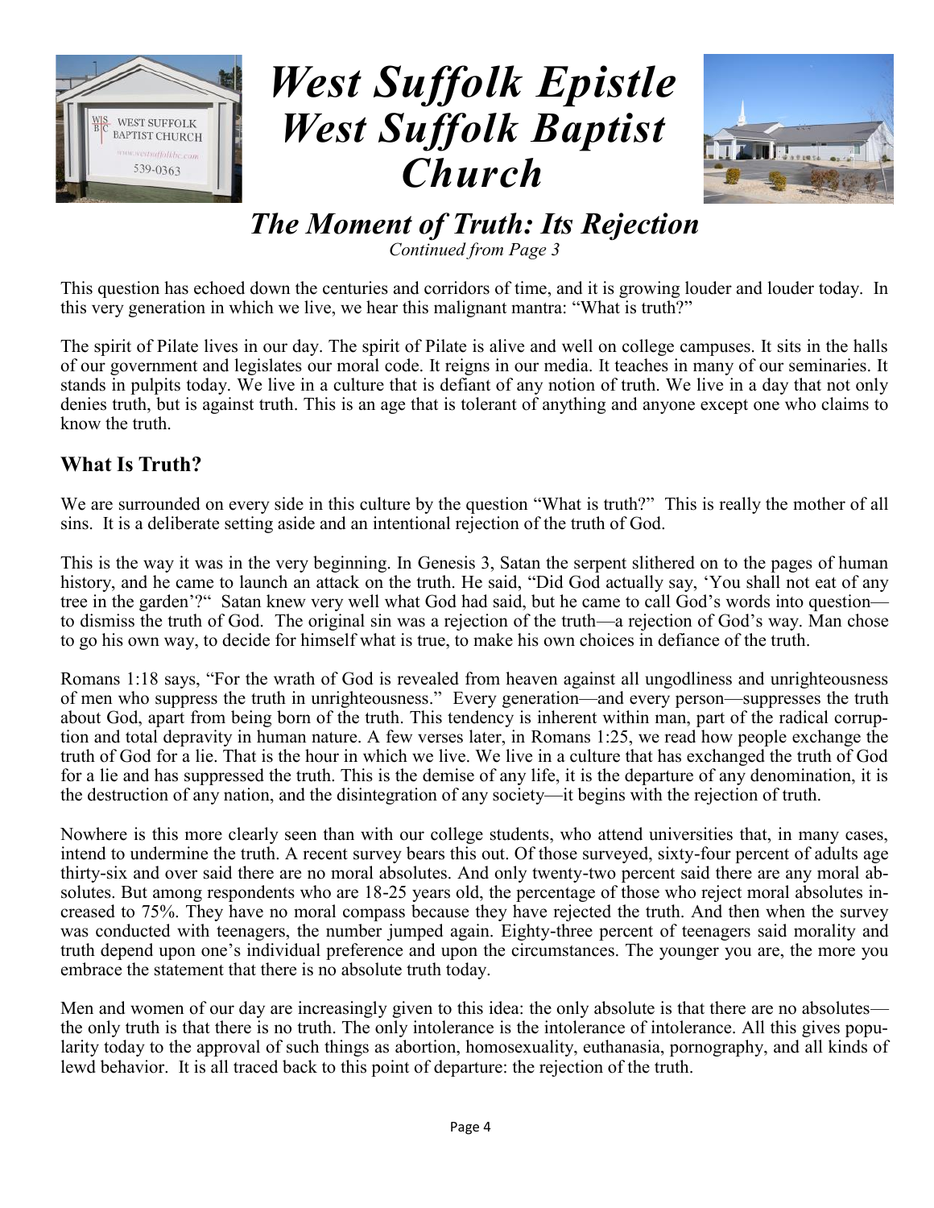# West Suffolk Epistle West Suffolk Baptist Church

## The Moment of Truth: Its Rejection

*Continued from Page 3*

This question has echoed down the centuries and corridors of time, and it is growing louder and louder today. In this very generation in which we live, we hear this malignant mantra: "What is truth?"

The spirit of Pilate lives in our day. The spirit of Pilate is alive and well on college campuses. It sits in the halls of our government and legislates our moral code. It reigns in our media. It teaches in many of our seminaries. It stands in pulpits today. We live in a culture that is defiant of any notion of truth. We live in a day that not only denies truth, but is against truth. This is an age that is tolerant of anything and anyone except one who claims to know the truth.

### What Is Truth?

We are surrounded on every side in this culture by the question "What is truth?" This is really the mother of all sins. It is a deliberate setting aside and an intentional rejection of the truth of God.

This is the way it was in the very beginning. In Genesis 3, Satan the serpent slithered on to the pages of human history, and he came to launch an attack on the truth. He said, "Did God actually say, 'You shall not eat of any tree in the garden'?" Satan knew very well what God had said, but he came to call God's words into question—to dismiss the truth of God. The original sin was a rejection of the truth—a rejection of God's way. Man chose to go his own way, to decide for himself what is true, to make his own choices in defiance of the truth.

Romans 1:18 says, "For the wrath of God is revealed from heaven against all ungodliness and unrighteousness of men who suppress the truth in unrighteousness." Every generation—and every person—suppresses the truth about God, apart from being born of the truth. This tendency is inherent within man, part of the radical corruption and total depravity in human nature. A few verses later, in Romans 1:25, we read how people exchange the truth of God for a lie. That is the hour in which we live. We live in a culture that has exchanged the truth of God for a lie and has suppressed the truth. This is the demise of any life, it is the departure of any denomination, it is the destruction of any nation, and the disintegration of any society—it begins with the rejection of truth.

Nowhere is this more clearly seen than with our college students, who attend universities that, in many cases, intend to undermine the truth. A recent survey bears this out. Of those surveyed, sixty-four percent of adults age thirty-six and over said there are no moral absolutes. And only twenty-two percent said there are any moral absolutes. But among respondents who are 18-25 years old, the percentage of those who reject moral absolutes increased to 75%. They have no moral compass because they have rejected the truth. And then when the survey was conducted with teenagers, the number jumped again. Eighty-three percent of teenagers said morality and truth depend upon one's individual preference and upon the circumstances. The younger you are, the more you embrace the statement that there is no absolute truth today.

Men and women of our day are increasingly given to this idea: the only absolute is that there are no absolutes—the only truth is that there is no truth. The only intolerance is the intolerance of intolerance. All this gives popularity today to the approval of such things as abortion, homosexuality, euthanasia, pornography, and all kinds of lewd behavior. It is all traced back to this point of departure: the rejection of the truth.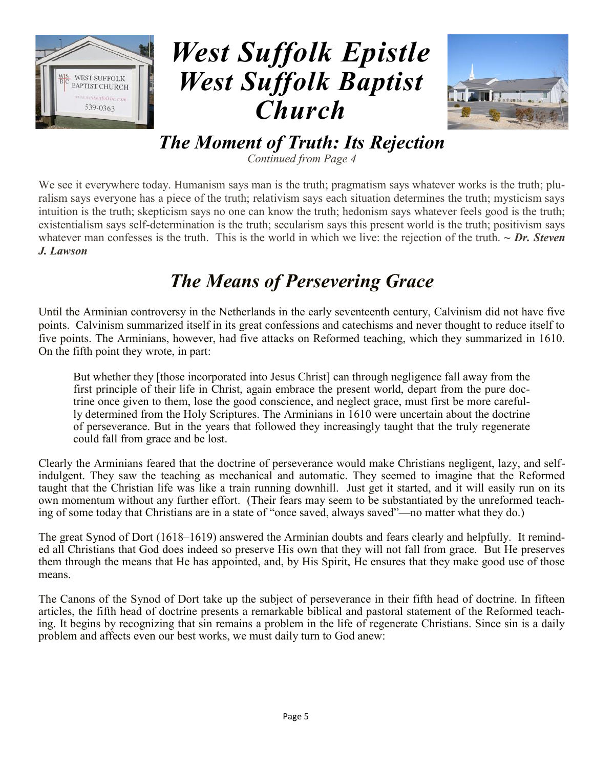# *West Suffolk Epistle West Suffolk Baptist Church*

## *The Moment of Truth: Its Rejection*

*Continued from Page 4*

We see it everywhere today. Humanism says man is the truth; pragmatism says whatever works is the truth; pluralism says everyone has a piece of the truth; relativism says each situation determines the truth; mysticism says intuition is the truth; skepticism says no one can know the truth; hedonism says whatever feels good is the truth; existentialism says self-determination is the truth; secularism says this present world is the truth; positivism says whatever man confesses is the truth. This is the world in which we live: the rejection of the truth. ~ ***Dr. Steven J. Lawson***

## *The Means of Persevering Grace*

Until the Arminian controversy in the Netherlands in the early seventeenth century, Calvinism did not have five points. Calvinism summarized itself in its great confessions and catechisms and never thought to reduce itself to five points. The Arminians, however, had five attacks on Reformed teaching, which they summarized in 1610. On the fifth point they wrote, in part:

> But whether they [those incorporated into Jesus Christ] can through negligence fall away from the first principle of their life in Christ, again embrace the present world, depart from the pure doctrine once given to them, lose the good conscience, and neglect grace, must first be more carefully determined from the Holy Scriptures. The Arminians in 1610 were uncertain about the doctrine of perseverance. But in the years that followed they increasingly taught that the truly regenerate could fall from grace and be lost.

Clearly the Arminians feared that the doctrine of perseverance would make Christians negligent, lazy, and self-indulgent. They saw the teaching as mechanical and automatic. They seemed to imagine that the Reformed taught that the Christian life was like a train running downhill. Just get it started, and it will easily run on its own momentum without any further effort. (Their fears may seem to be substantiated by the unreformed teaching of some today that Christians are in a state of "once saved, always saved"—no matter what they do.)

The great Synod of Dort (1618–1619) answered the Arminian doubts and fears clearly and helpfully. It reminded all Christians that God does indeed so preserve His own that they will not fall from grace. But He preserves them through the means that He has appointed, and, by His Spirit, He ensures that they make good use of those means.

The Canons of the Synod of Dort take up the subject of perseverance in their fifth head of doctrine. In fifteen articles, the fifth head of doctrine presents a remarkable biblical and pastoral statement of the Reformed teaching. It begins by recognizing that sin remains a problem in the life of regenerate Christians. Since sin is a daily problem and affects even our best works, we must daily turn to God anew: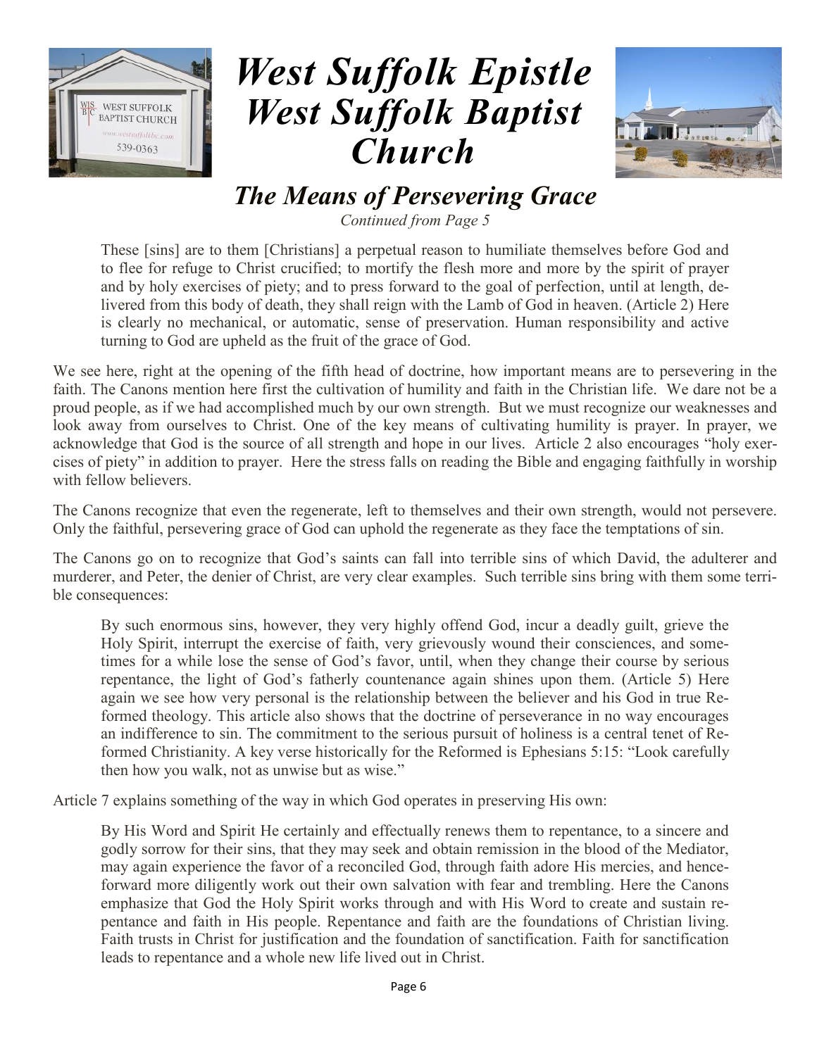# West Suffolk Epistle West Suffolk Baptist Church

## *The Means of Persevering Grace*

*Continued from Page 5*

> These [sins] are to them [Christians] a perpetual reason to humiliate themselves before God and to flee for refuge to Christ crucified; to mortify the flesh more and more by the spirit of prayer and by holy exercises of piety; and to press forward to the goal of perfection, until at length, delivered from this body of death, they shall reign with the Lamb of God in heaven. (Article 2) Here is clearly no mechanical, or automatic, sense of preservation. Human responsibility and active turning to God are upheld as the fruit of the grace of God.

We see here, right at the opening of the fifth head of doctrine, how important means are to persevering in the faith. The Canons mention here first the cultivation of humility and faith in the Christian life. We dare not be a proud people, as if we had accomplished much by our own strength. But we must recognize our weaknesses and look away from ourselves to Christ. One of the key means of cultivating humility is prayer. In prayer, we acknowledge that God is the source of all strength and hope in our lives. Article 2 also encourages "holy exercises of piety" in addition to prayer. Here the stress falls on reading the Bible and engaging faithfully in worship with fellow believers.

The Canons recognize that even the regenerate, left to themselves and their own strength, would not persevere. Only the faithful, persevering grace of God can uphold the regenerate as they face the temptations of sin.

The Canons go on to recognize that God's saints can fall into terrible sins of which David, the adulterer and murderer, and Peter, the denier of Christ, are very clear examples. Such terrible sins bring with them some terrible consequences:

> By such enormous sins, however, they very highly offend God, incur a deadly guilt, grieve the Holy Spirit, interrupt the exercise of faith, very grievously wound their consciences, and sometimes for a while lose the sense of God's favor, until, when they change their course by serious repentance, the light of God's fatherly countenance again shines upon them. (Article 5) Here again we see how very personal is the relationship between the believer and his God in true Reformed theology. This article also shows that the doctrine of perseverance in no way encourages an indifference to sin. The commitment to the serious pursuit of holiness is a central tenet of Reformed Christianity. A key verse historically for the Reformed is Ephesians 5:15: "Look carefully then how you walk, not as unwise but as wise."

Article 7 explains something of the way in which God operates in preserving His own:

> By His Word and Spirit He certainly and effectually renews them to repentance, to a sincere and godly sorrow for their sins, that they may seek and obtain remission in the blood of the Mediator, may again experience the favor of a reconciled God, through faith adore His mercies, and henceforward more diligently work out their own salvation with fear and trembling. Here the Canons emphasize that God the Holy Spirit works through and with His Word to create and sustain repentance and faith in His people. Repentance and faith are the foundations of Christian living. Faith trusts in Christ for justification and the foundation of sanctification. Faith for sanctification leads to repentance and a whole new life lived out in Christ.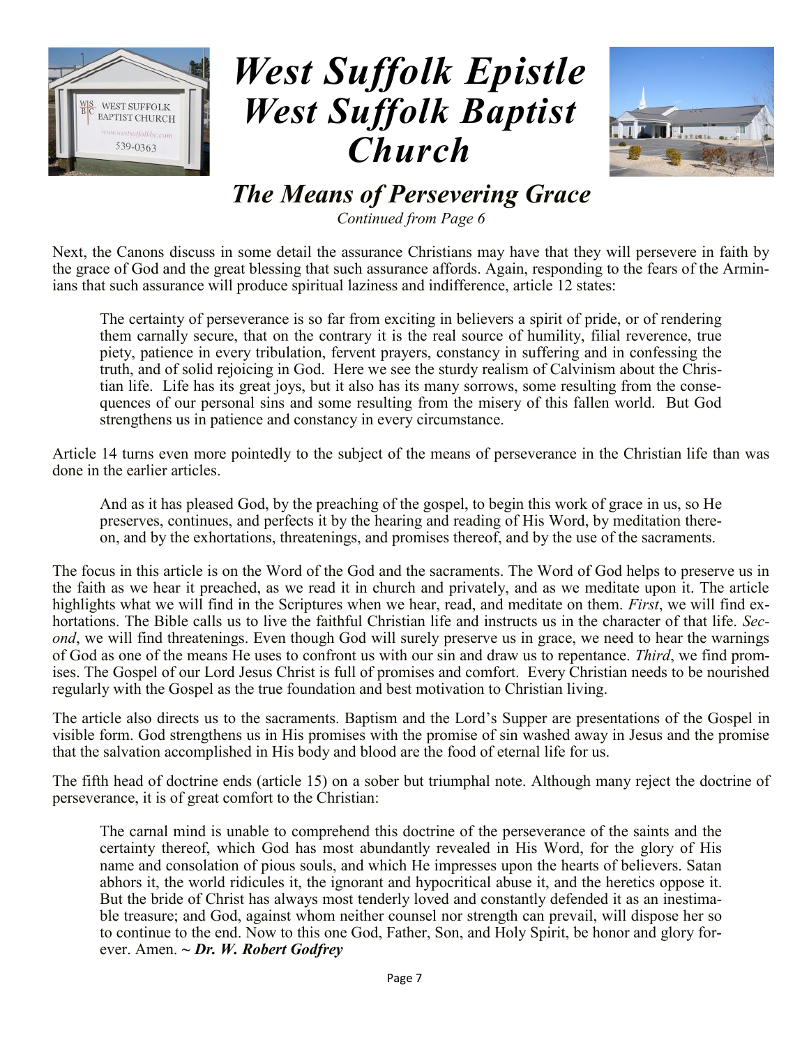# West Suffolk Epistle West Suffolk Baptist Church

## The Means of Persevering Grace

*Continued from Page 6*

Next, the Canons discuss in some detail the assurance Christians may have that they will persevere in faith by the grace of God and the great blessing that such assurance affords. Again, responding to the fears of the Arminians that such assurance will produce spiritual laziness and indifference, article 12 states:

> The certainty of perseverance is so far from exciting in believers a spirit of pride, or of rendering them carnally secure, that on the contrary it is the real source of humility, filial reverence, true piety, patience in every tribulation, fervent prayers, constancy in suffering and in confessing the truth, and of solid rejoicing in God. Here we see the sturdy realism of Calvinism about the Christian life. Life has its great joys, but it also has its many sorrows, some resulting from the consequences of our personal sins and some resulting from the misery of this fallen world. But God strengthens us in patience and constancy in every circumstance.

Article 14 turns even more pointedly to the subject of the means of perseverance in the Christian life than was done in the earlier articles.

> And as it has pleased God, by the preaching of the gospel, to begin this work of grace in us, so He preserves, continues, and perfects it by the hearing and reading of His Word, by meditation thereon, and by the exhortations, threatenings, and promises thereof, and by the use of the sacraments.

The focus in this article is on the Word of the God and the sacraments. The Word of God helps to preserve us in the faith as we hear it preached, as we read it in church and privately, and as we meditate upon it. The article highlights what we will find in the Scriptures when we hear, read, and meditate on them. *First*, we will find exhortations. The Bible calls us to live the faithful Christian life and instructs us in the character of that life. *Second*, we will find threatenings. Even though God will surely preserve us in grace, we need to hear the warnings of God as one of the means He uses to confront us with our sin and draw us to repentance. *Third*, we find promises. The Gospel of our Lord Jesus Christ is full of promises and comfort. Every Christian needs to be nourished regularly with the Gospel as the true foundation and best motivation to Christian living.

The article also directs us to the sacraments. Baptism and the Lord's Supper are presentations of the Gospel in visible form. God strengthens us in His promises with the promise of sin washed away in Jesus and the promise that the salvation accomplished in His body and blood are the food of eternal life for us.

The fifth head of doctrine ends (article 15) on a sober but triumphal note. Although many reject the doctrine of perseverance, it is of great comfort to the Christian:

> The carnal mind is unable to comprehend this doctrine of the perseverance of the saints and the certainty thereof, which God has most abundantly revealed in His Word, for the glory of His name and consolation of pious souls, and which He impresses upon the hearts of believers. Satan abhors it, the world ridicules it, the ignorant and hypocritical abuse it, and the heretics oppose it. But the bride of Christ has always most tenderly loved and constantly defended it as an inestimable treasure; and God, against whom neither counsel nor strength can prevail, will dispose her so to continue to the end. Now to this one God, Father, Son, and Holy Spirit, be honor and glory forever. Amen. ~ ***Dr. W. Robert Godfrey***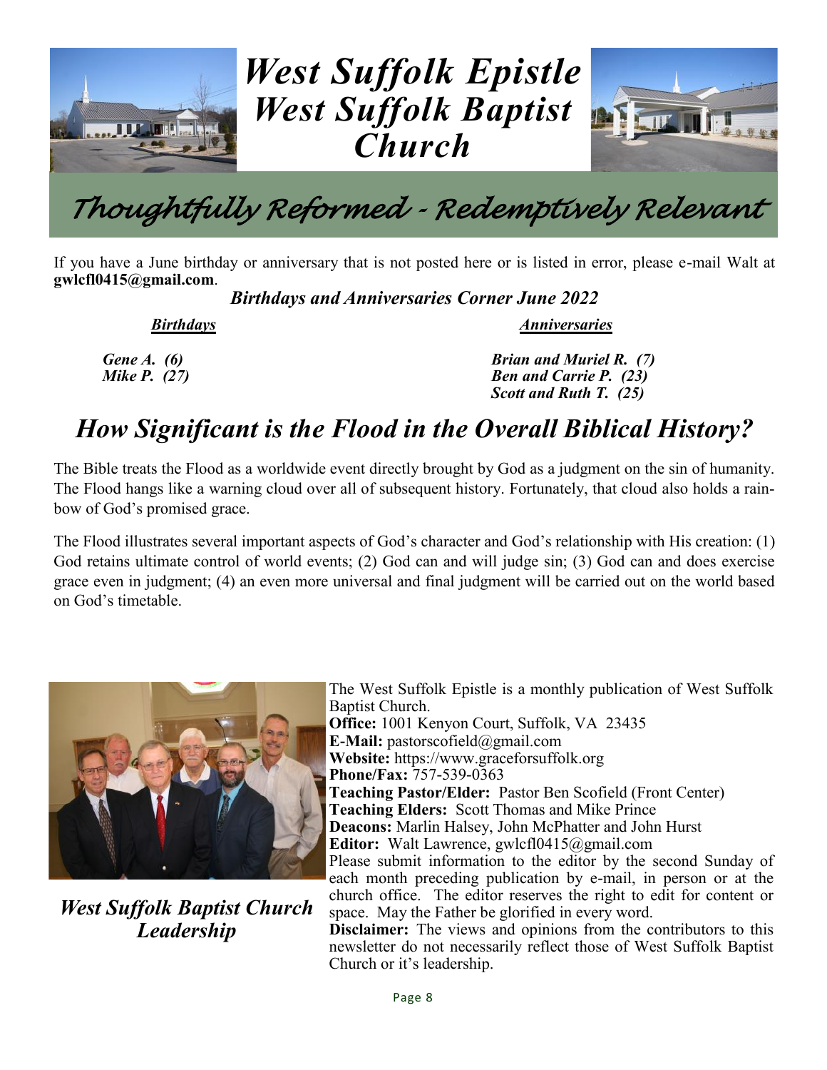# West Suffolk Epistle
# West Suffolk Baptist Church

*Thoughtfully Reformed - Redemptively Relevant*

If you have a June birthday or anniversary that is not posted here or is listed in error, please e-mail Walt at **gwlcfl0415@gmail.com**.

***Birthdays and Anniversaries Corner June 2022***

| ***Birthdays*** | ***Anniversaries*** |
|---|---|
| ***Gene A. (6)*** | ***Brian and Muriel R. (7)*** |
| ***Mike P. (27)*** | ***Ben and Carrie P. (23)*** |
| | ***Scott and Ruth T. (25)*** |

## *How Significant is the Flood in the Overall Biblical History?*

The Bible treats the Flood as a worldwide event directly brought by God as a judgment on the sin of humanity. The Flood hangs like a warning cloud over all of subsequent history. Fortunately, that cloud also holds a rainbow of God's promised grace.

The Flood illustrates several important aspects of God's character and God's relationship with His creation: (1) God retains ultimate control of world events; (2) God can and will judge sin; (3) God can and does exercise grace even in judgment; (4) an even more universal and final judgment will be carried out on the world based on God's timetable.

***West Suffolk Baptist Church Leadership***

The West Suffolk Epistle is a monthly publication of West Suffolk Baptist Church.
**Office:** 1001 Kenyon Court, Suffolk, VA 23435
**E-Mail:** pastorscofield@gmail.com
**Website:** https://www.graceforsuffolk.org
**Phone/Fax:** 757-539-0363
**Teaching Pastor/Elder:** Pastor Ben Scofield (Front Center)
**Teaching Elders:** Scott Thomas and Mike Prince
**Deacons:** Marlin Halsey, John McPhatter and John Hurst
**Editor:** Walt Lawrence, gwlcfl0415@gmail.com
Please submit information to the editor by the second Sunday of each month preceding publication by e-mail, in person or at the church office. The editor reserves the right to edit for content or space. May the Father be glorified in every word.
**Disclaimer:** The views and opinions from the contributors to this newsletter do not necessarily reflect those of West Suffolk Baptist Church or it's leadership.